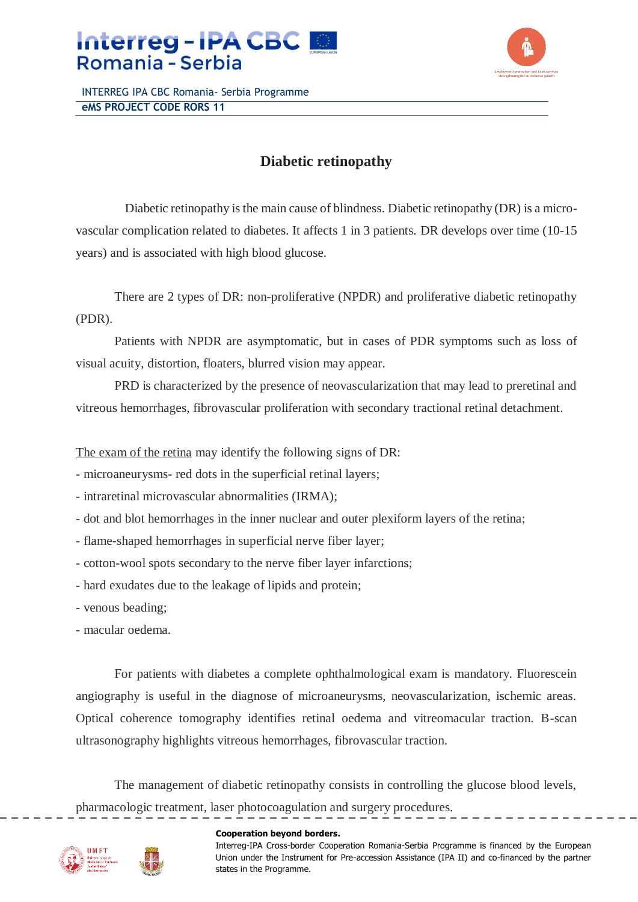# Diabetic retinopathy

Diabetic retinopathy is the main cause of blindness. Diabetic retinopathy (DR) is a micro-vascular complication related to diabetes. It affects 1 in 3 patients. DR develops over time (10-15 years) and is associated with high blood glucose.

There are 2 types of DR: non-proliferative (NPDR) and proliferative diabetic retinopathy (PDR).

Patients with NPDR are asymptomatic, but in cases of PDR symptoms such as loss of visual acuity, distortion, floaters, blurred vision may appear.

PRD is characterized by the presence of neovascularization that may lead to preretinal and vitreous hemorrhages, fibrovascular proliferation with secondary tractional retinal detachment.

<u>The exam of the retina</u> may identify the following signs of DR:

- microaneurysms- red dots in the superficial retinal layers;
- intraretinal microvascular abnormalities (IRMA);
- dot and blot hemorrhages in the inner nuclear and outer plexiform layers of the retina;
- flame-shaped hemorrhages in superficial nerve fiber layer;
- cotton-wool spots secondary to the nerve fiber layer infarctions;
- hard exudates due to the leakage of lipids and protein;
- venous beading;
- macular oedema.

For patients with diabetes a complete ophthalmological exam is mandatory. Fluorescein angiography is useful in the diagnose of microaneurysms, neovascularization, ischemic areas. Optical coherence tomography identifies retinal oedema and vitreomacular traction. B-scan ultrasonography highlights vitreous hemorrhages, fibrovascular traction.

The management of diabetic retinopathy consists in controlling the glucose blood levels, pharmacologic treatment, laser photocoagulation and surgery procedures.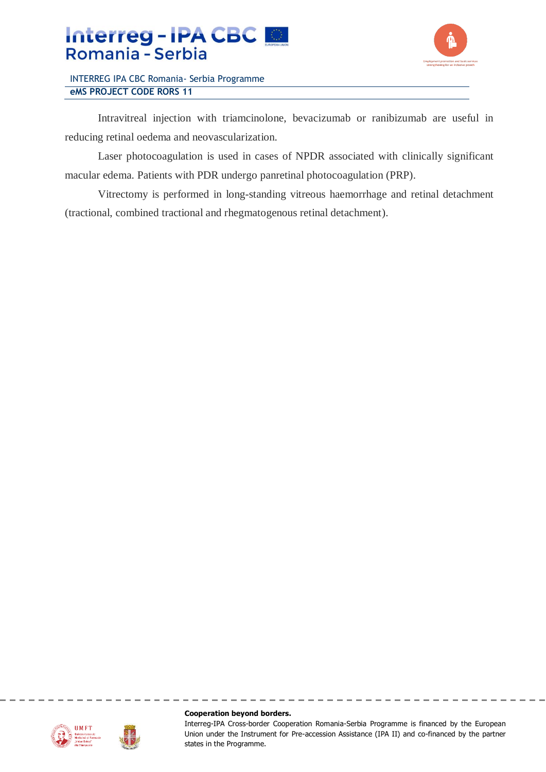Intravitreal injection with triamcinolone, bevacizumab or ranibizumab are useful in reducing retinal oedema and neovascularization.

Laser photocoagulation is used in cases of NPDR associated with clinically significant macular edema. Patients with PDR undergo panretinal photocoagulation (PRP).

Vitrectomy is performed in long-standing vitreous haemorrhage and retinal detachment (tractional, combined tractional and rhegmatogenous retinal detachment).